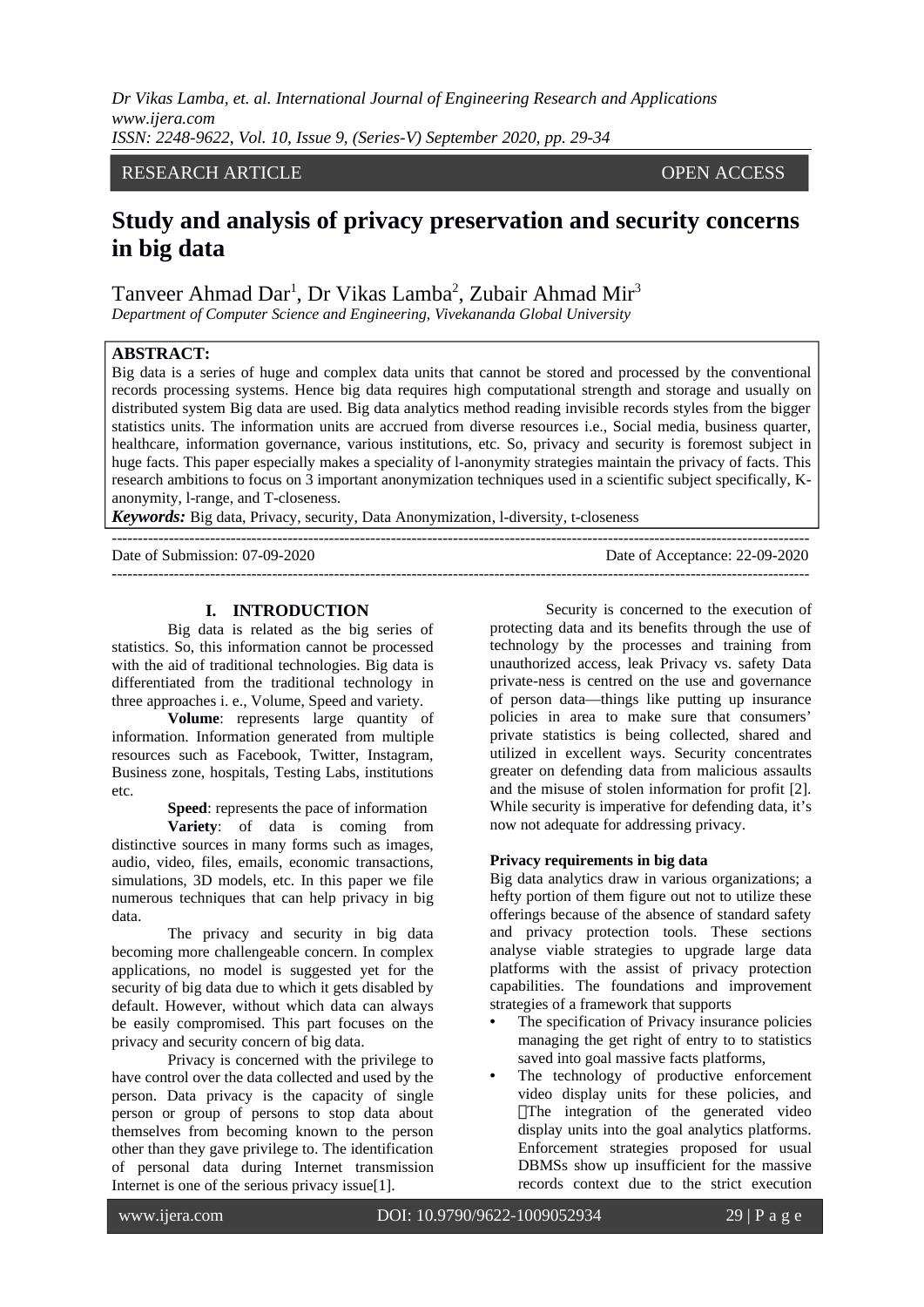RESEARCH ARTICLE OPEN ACCESS

# Study and analysis of privacy preservation and security concerns in big data

Tanveer Ahmad Dar[1], Dr Vikas Lamba[2], Zubair Ahmad Mir[3]

*Department of Computer Science and Engineering, Vivekananda Global University*

**ABSTRACT:**

Big data is a series of huge and complex data units that cannot be stored and processed by the conventional records processing systems. Hence big data requires high computational strength and storage and usually on distributed system Big data are used. Big data analytics method reading invisible records styles from the bigger statistics units. The information units are accrued from diverse resources i.e., Social media, business quarter, healthcare, information governance, various institutions, etc. So, privacy and security is foremost subject in huge facts. This paper especially makes a speciality of l-anonymity strategies maintain the privacy of facts. This research ambitions to focus on 3 important anonymization techniques used in a scientific subject specifically, K-anonymity, l-range, and T-closeness.

***Keywords:*** Big data, Privacy, security, Data Anonymization, l-diversity, t-closeness

---

Date of Submission: 07-09-2020 Date of Acceptance: 22-09-2020

---

## I. INTRODUCTION

Big data is related as the big series of statistics. So, this information cannot be processed with the aid of traditional technologies. Big data is differentiated from the traditional technology in three approaches i. e., Volume, Speed and variety.

**Volume**: represents large quantity of information. Information generated from multiple resources such as Facebook, Twitter, Instagram, Business zone, hospitals, Testing Labs, institutions etc.

**Speed**: represents the pace of information

**Variety**: of data is coming from distinctive sources in many forms such as images, audio, video, files, emails, economic transactions, simulations, 3D models, etc. In this paper we file numerous techniques that can help privacy in big data.

The privacy and security in big data becoming more challengeable concern. In complex applications, no model is suggested yet for the security of big data due to which it gets disabled by default. However, without which data can always be easily compromised. This part focuses on the privacy and security concern of big data.

Privacy is concerned with the privilege to have control over the data collected and used by the person. Data privacy is the capacity of single person or group of persons to stop data about themselves from becoming known to the person other than they gave privilege to. The identification of personal data during Internet transmission Internet is one of the serious privacy issue[1].

Security is concerned to the execution of protecting data and its benefits through the use of technology by the processes and training from unauthorized access, leak Privacy vs. safety Data private-ness is centred on the use and governance of person data—things like putting up insurance policies in area to make sure that consumers' private statistics is being collected, shared and utilized in excellent ways. Security concentrates greater on defending data from malicious assaults and the misuse of stolen information for profit [2]. While security is imperative for defending data, it's now not adequate for addressing privacy.

**Privacy requirements in big data**

Big data analytics draw in various organizations; a hefty portion of them figure out not to utilize these offerings because of the absence of standard safety and privacy protection tools. These sections analyse viable strategies to upgrade large data platforms with the assist of privacy protection capabilities. The foundations and improvement strategies of a framework that supports

- The specification of Privacy insurance policies managing the get right of entry to to statistics saved into goal massive facts platforms,
- The technology of productive enforcement video display units for these policies, and The integration of the generated video display units into the goal analytics platforms. Enforcement strategies proposed for usual DBMSs show up insufficient for the massive records context due to the strict execution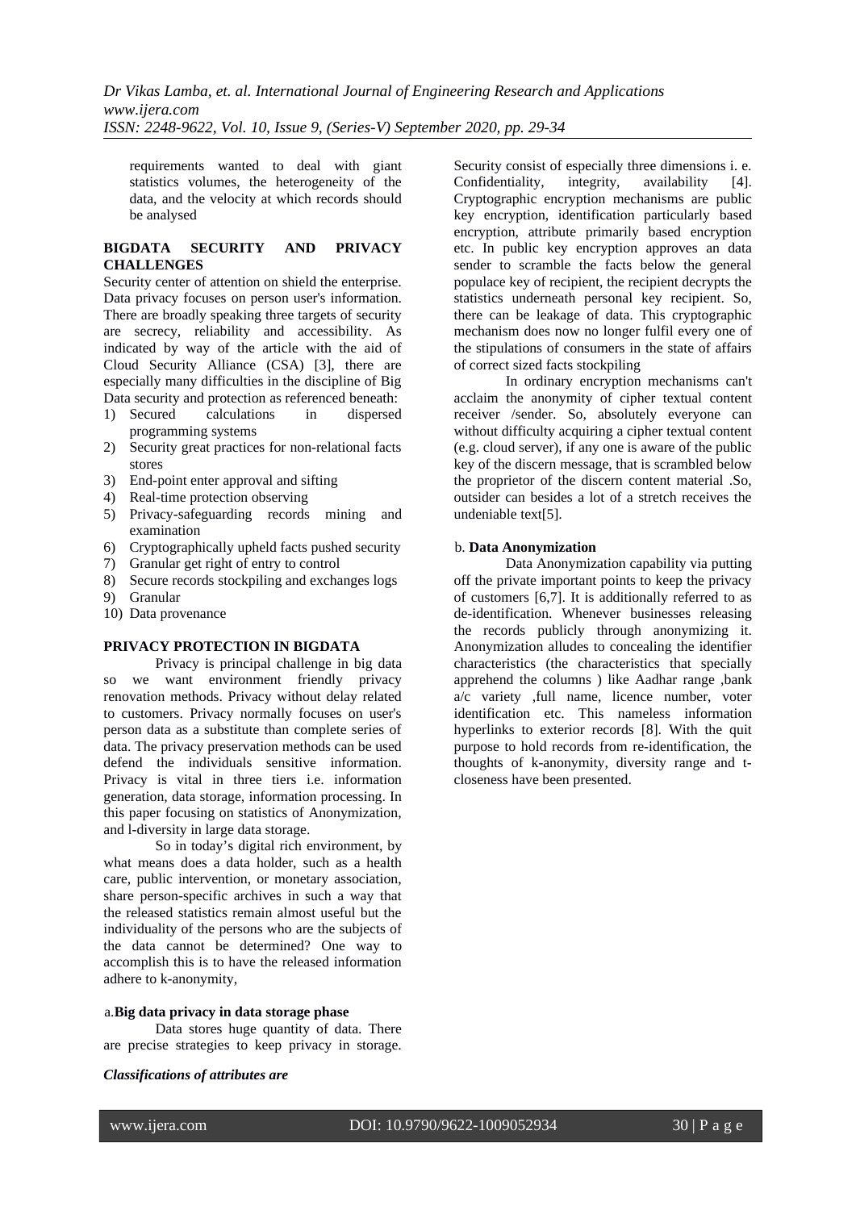requirements wanted to deal with giant statistics volumes, the heterogeneity of the data, and the velocity at which records should be analysed

## BIGDATA SECURITY AND PRIVACY CHALLENGES

Security center of attention on shield the enterprise. Data privacy focuses on person user's information. There are broadly speaking three targets of security are secrecy, reliability and accessibility. As indicated by way of the article with the aid of Cloud Security Alliance (CSA) [3], there are especially many difficulties in the discipline of Big Data security and protection as referenced beneath:

1) Secured calculations in dispersed programming systems
2) Security great practices for non-relational facts stores
3) End-point enter approval and sifting
4) Real-time protection observing
5) Privacy-safeguarding records mining and examination
6) Cryptographically upheld facts pushed security
7) Granular get right of entry to control
8) Secure records stockpiling and exchanges logs
9) Granular
10) Data provenance

## PRIVACY PROTECTION IN BIGDATA

Privacy is principal challenge in big data so we want environment friendly privacy renovation methods. Privacy without delay related to customers. Privacy normally focuses on user's person data as a substitute than complete series of data. The privacy preservation methods can be used defend the individuals sensitive information. Privacy is vital in three tiers i.e. information generation, data storage, information processing. In this paper focusing on statistics of Anonymization, and l-diversity in large data storage.

So in today's digital rich environment, by what means does a data holder, such as a health care, public intervention, or monetary association, share person-specific archives in such a way that the released statistics remain almost useful but the individuality of the persons who are the subjects of the data cannot be determined? One way to accomplish this is to have the released information adhere to k-anonymity,

### a. Big data privacy in data storage phase

Data stores huge quantity of data. There are precise strategies to keep privacy in storage. Security consist of especially three dimensions i. e. Confidentiality, integrity, availability [4]. Cryptographic encryption mechanisms are public key encryption, identification particularly based encryption, attribute primarily based encryption etc. In public key encryption approves an data sender to scramble the facts below the general populace key of recipient, the recipient decrypts the statistics underneath personal key recipient. So, there can be leakage of data. This cryptographic mechanism does now no longer fulfil every one of the stipulations of consumers in the state of affairs of correct sized facts stockpiling

In ordinary encryption mechanisms can't acclaim the anonymity of cipher textual content receiver /sender. So, absolutely everyone can without difficulty acquiring a cipher textual content (e.g. cloud server), if any one is aware of the public key of the discern message, that is scrambled below the proprietor of the discern content material .So, outsider can besides a lot of a stretch receives the undeniable text[5].

***Classifications of attributes are***

### b. Data Anonymization

Data Anonymization capability via putting off the private important points to keep the privacy of customers [6,7]. It is additionally referred to as de-identification. Whenever businesses releasing the records publicly through anonymizing it. Anonymization alludes to concealing the identifier characteristics (the characteristics that specially apprehend the columns ) like Aadhar range ,bank a/c variety ,full name, licence number, voter identification etc. This nameless information hyperlinks to exterior records [8]. With the quit purpose to hold records from re-identification, the thoughts of k-anonymity, diversity range and t-closeness have been presented.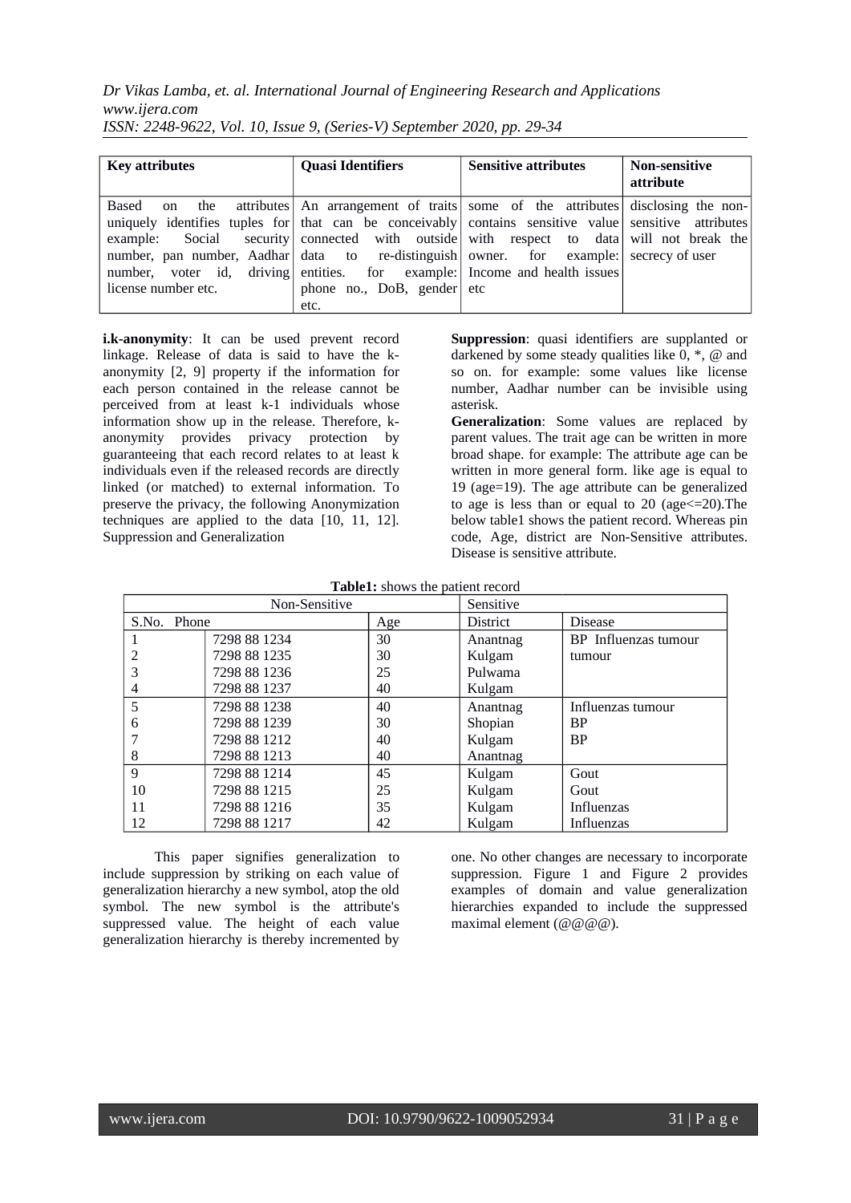| Key attributes | Quasi Identifiers | Sensitive attributes | Non-sensitive attribute |
|---|---|---|---|
| Based on the attributes uniquely identifies tuples for example: Social security number, pan number, Aadhar number, voter id, driving license number etc. | An arrangement of traits that can be conceivably connected with outside data to re-distinguish entities. for example: phone no., DoB, gender etc. | some of the attributes contains sensitive value with respect to data owner. for example: Income and health issues etc | disclosing the non-sensitive attributes will not break the secrecy of user |

**i.k-anonymity**: It can be used prevent record linkage. Release of data is said to have the k-anonymity [2, 9] property if the information for each person contained in the release cannot be perceived from at least k-1 individuals whose information show up in the release. Therefore, k-anonymity provides privacy protection by guaranteeing that each record relates to at least k individuals even if the released records are directly linked (or matched) to external information. To preserve the privacy, the following Anonymization techniques are applied to the data [10, 11, 12]. Suppression and Generalization

**Suppression**: quasi identifiers are supplanted or darkened by some steady qualities like 0, *, @ and so on. for example: some values like license number, Aadhar number can be invisible using asterisk.

**Generalization**: Some values are replaced by parent values. The trait age can be written in more broad shape. for example: The attribute age can be written in more general form. like age is equal to 19 (age=19). The age attribute can be generalized to age is less than or equal to 20 (age<=20).The below table1 shows the patient record. Whereas pin code, Age, district are Non-Sensitive attributes. Disease is sensitive attribute.

**Table1:** shows the patient record

| Non-Sensitive | | | Sensitive | |
|---|---|---|---|---|
| S.No. | Phone | Age | District | Disease |
| 1 | 7298 88 1234 | 30 | Anantnag | BP Influenzas tumour |
| 2 | 7298 88 1235 | 30 | Kulgam | tumour |
| 3 | 7298 88 1236 | 25 | Pulwama | |
| 4 | 7298 88 1237 | 40 | Kulgam | |
| 5 | 7298 88 1238 | 40 | Anantnag | Influenzas tumour |
| 6 | 7298 88 1239 | 30 | Shopian | BP |
| 7 | 7298 88 1212 | 40 | Kulgam | BP |
| 8 | 7298 88 1213 | 40 | Anantnag | |
| 9 | 7298 88 1214 | 45 | Kulgam | Gout |
| 10 | 7298 88 1215 | 25 | Kulgam | Gout |
| 11 | 7298 88 1216 | 35 | Kulgam | Influenzas |
| 12 | 7298 88 1217 | 42 | Kulgam | Influenzas |

This paper signifies generalization to include suppression by striking on each value of generalization hierarchy a new symbol, atop the old symbol. The new symbol is the attribute's suppressed value. The height of each value generalization hierarchy is thereby incremented by one. No other changes are necessary to incorporate suppression. Figure 1 and Figure 2 provides examples of domain and value generalization hierarchies expanded to include the suppressed maximal element (@@@@).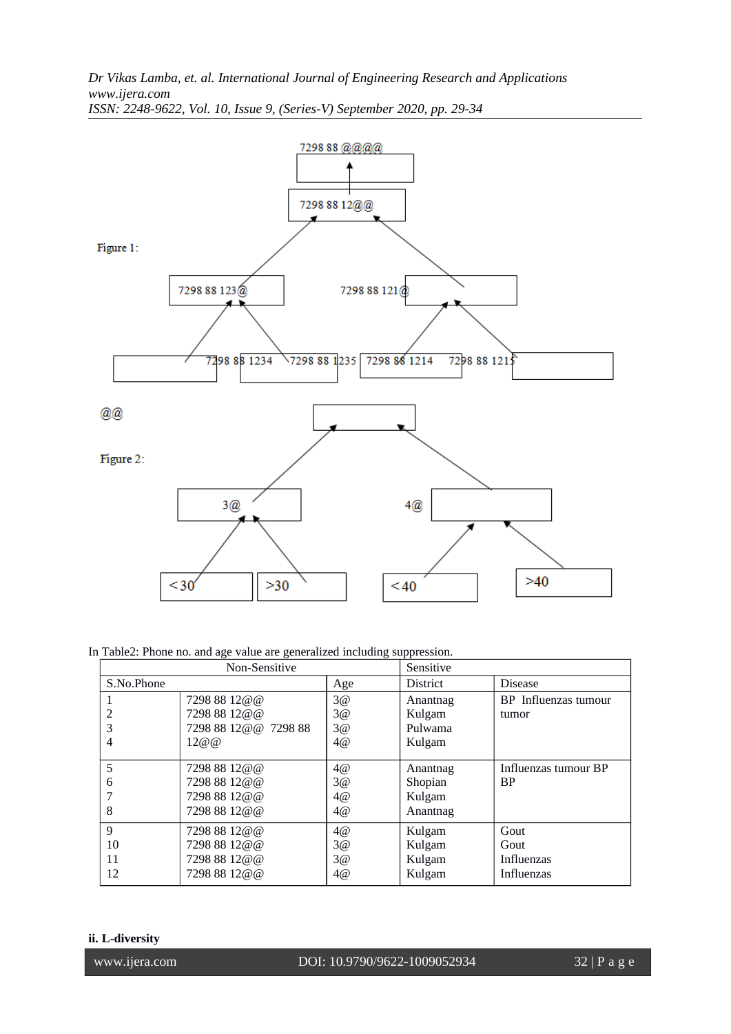Figure 1:

7298 88 @@@@

7298 88 12@@

7298 88 123@

7298 88 121@

7298 88 1234

7298 88 1235

7298 88 1214

7298 88 1215

@@

Figure 2:

3@

4@

<30

>30

<40

>40

In Table2: Phone no. and age value are generalized including suppression.

| Non-Sensitive | | | Sensitive | |
|---|---|---|---|---|
| S.No. | Phone | Age | District | Disease |
| 1<br>2<br>3<br>4 | 7298 88 12@@<br>7298 88 12@@<br>7298 88 12@@ 7298 88<br>12@@ | 3@<br>3@<br>3@<br>4@ | Anantnag<br>Kulgam<br>Pulwama<br>Kulgam | BP Influenzas tumour<br>tumor |
| 5<br>6<br>7<br>8 | 7298 88 12@@<br>7298 88 12@@<br>7298 88 12@@<br>7298 88 12@@ | 4@<br>3@<br>4@<br>4@ | Anantnag<br>Shopian<br>Kulgam<br>Anantnag | Influenzas tumour BP<br>BP |
| 9<br>10<br>11<br>12 | 7298 88 12@@<br>7298 88 12@@<br>7298 88 12@@<br>7298 88 12@@ | 4@<br>3@<br>3@<br>4@ | Kulgam<br>Kulgam<br>Kulgam<br>Kulgam | Gout<br>Gout<br>Influenzas<br>Influenzas |

**ii. L-diversity**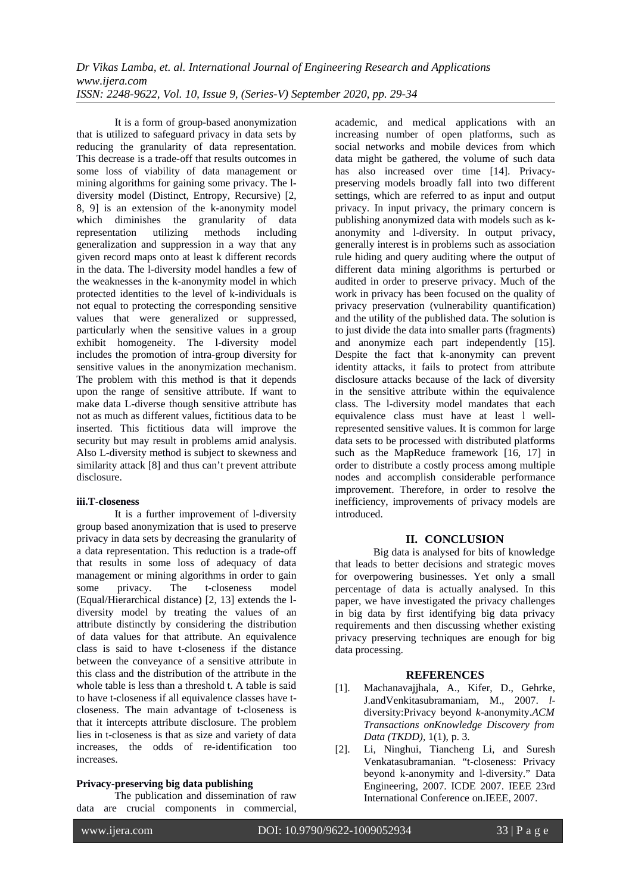It is a form of group-based anonymization that is utilized to safeguard privacy in data sets by reducing the granularity of data representation. This decrease is a trade-off that results outcomes in some loss of viability of data management or mining algorithms for gaining some privacy. The l-diversity model (Distinct, Entropy, Recursive) [2, 8, 9] is an extension of the k-anonymity model which diminishes the granularity of data representation utilizing methods including generalization and suppression in a way that any given record maps onto at least k different records in the data. The l-diversity model handles a few of the weaknesses in the k-anonymity model in which protected identities to the level of k-individuals is not equal to protecting the corresponding sensitive values that were generalized or suppressed, particularly when the sensitive values in a group exhibit homogeneity. The l-diversity model includes the promotion of intra-group diversity for sensitive values in the anonymization mechanism. The problem with this method is that it depends upon the range of sensitive attribute. If want to make data L-diverse though sensitive attribute has not as much as different values, fictitious data to be inserted. This fictitious data will improve the security but may result in problems amid analysis. Also L-diversity method is subject to skewness and similarity attack [8] and thus can't prevent attribute disclosure.

**iii.T-closeness**

It is a further improvement of l-diversity group based anonymization that is used to preserve privacy in data sets by decreasing the granularity of a data representation. This reduction is a trade-off that results in some loss of adequacy of data management or mining algorithms in order to gain some privacy. The t-closeness model (Equal/Hierarchical distance) [2, 13] extends the l-diversity model by treating the values of an attribute distinctly by considering the distribution of data values for that attribute. An equivalence class is said to have t-closeness if the distance between the conveyance of a sensitive attribute in this class and the distribution of the attribute in the whole table is less than a threshold t. A table is said to have t-closeness if all equivalence classes have t-closeness. The main advantage of t-closeness is that it intercepts attribute disclosure. The problem lies in t-closeness is that as size and variety of data increases, the odds of re-identification too increases.

**Privacy-preserving big data publishing**

The publication and dissemination of raw data are crucial components in commercial, academic, and medical applications with an increasing number of open platforms, such as social networks and mobile devices from which data might be gathered, the volume of such data has also increased over time [14]. Privacy-preserving models broadly fall into two different settings, which are referred to as input and output privacy. In input privacy, the primary concern is publishing anonymized data with models such as k-anonymity and l-diversity. In output privacy, generally interest is in problems such as association rule hiding and query auditing where the output of different data mining algorithms is perturbed or audited in order to preserve privacy. Much of the work in privacy has been focused on the quality of privacy preservation (vulnerability quantification) and the utility of the published data. The solution is to just divide the data into smaller parts (fragments) and anonymize each part independently [15]. Despite the fact that k-anonymity can prevent identity attacks, it fails to protect from attribute disclosure attacks because of the lack of diversity in the sensitive attribute within the equivalence class. The l-diversity model mandates that each equivalence class must have at least l well-represented sensitive values. It is common for large data sets to be processed with distributed platforms such as the MapReduce framework [16, 17] in order to distribute a costly process among multiple nodes and accomplish considerable performance improvement. Therefore, in order to resolve the inefficiency, improvements of privacy models are introduced.

## II. CONCLUSION

Big data is analysed for bits of knowledge that leads to better decisions and strategic moves for overpowering businesses. Yet only a small percentage of data is actually analysed. In this paper, we have investigated the privacy challenges in big data by first identifying big data privacy requirements and then discussing whether existing privacy preserving techniques are enough for big data processing.

## REFERENCES

[1]. Machanavajjhala, A., Kifer, D., Gehrke, J.andVenkitasubramaniam, M., 2007. *l*-diversity:Privacy beyond *k*-anonymity.*ACM Transactions onKnowledge Discovery from Data (TKDD)*, 1(1), p. 3.

[2]. Li, Ninghui, Tiancheng Li, and Suresh Venkatasubramanian. "t-closeness: Privacy beyond k-anonymity and l-diversity." Data Engineering, 2007. ICDE 2007. IEEE 23rd International Conference on.IEEE, 2007.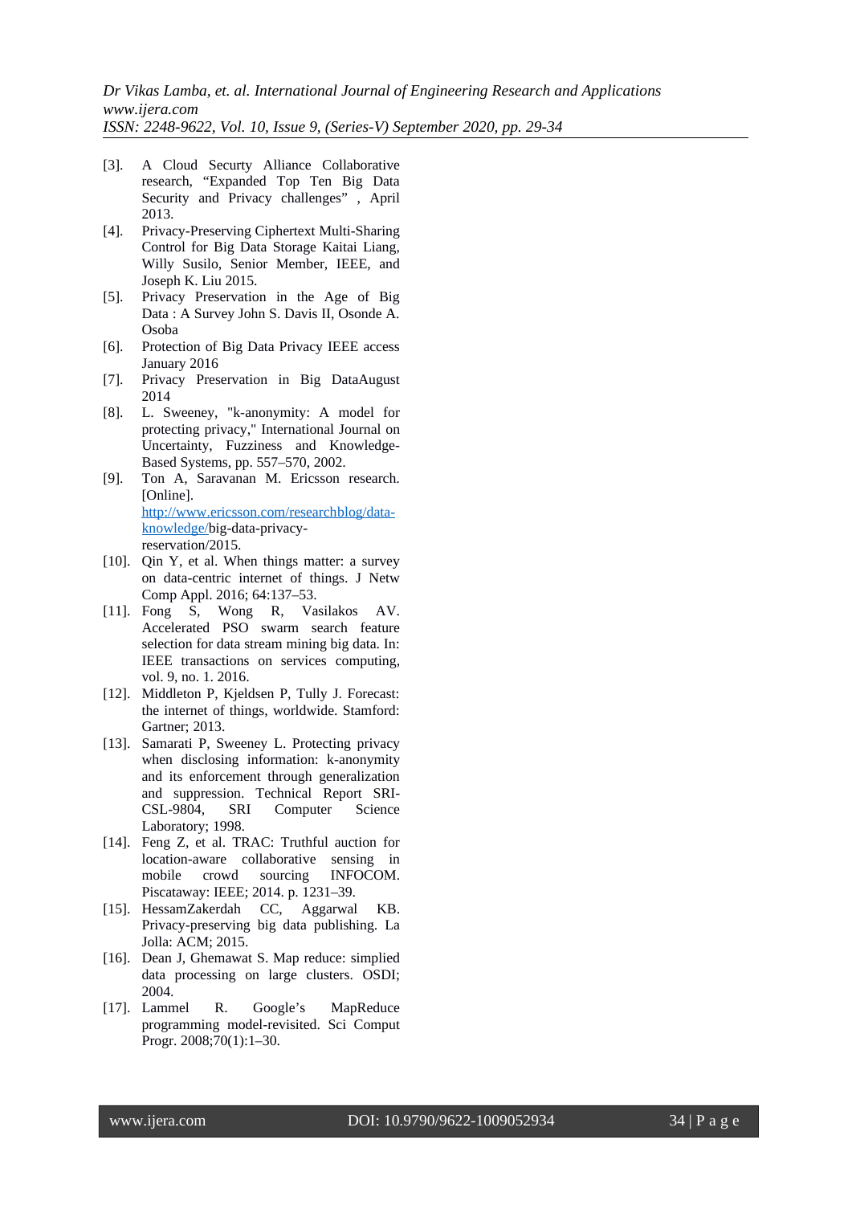[3]. A Cloud Securty Alliance Collaborative research, “Expanded Top Ten Big Data Security and Privacy challenges” , April 2013.

[4]. Privacy-Preserving Ciphertext Multi-Sharing Control for Big Data Storage Kaitai Liang, Willy Susilo, Senior Member, IEEE, and Joseph K. Liu 2015.

[5]. Privacy Preservation in the Age of Big Data : A Survey John S. Davis II, Osonde A. Osoba

[6]. Protection of Big Data Privacy IEEE access January 2016

[7]. Privacy Preservation in Big DataAugust 2014

[8]. L. Sweeney, "k-anonymity: A model for protecting privacy," International Journal on Uncertainty, Fuzziness and Knowledge-Based Systems, pp. 557–570, 2002.

[9]. Ton A, Saravanan M. Ericsson research. [Online]. http://www.ericsson.com/researchblog/data-knowledge/big-data-privacy-reservation/2015.

[10]. Qin Y, et al. When things matter: a survey on data-centric internet of things. J Netw Comp Appl. 2016; 64:137–53.

[11]. Fong S, Wong R, Vasilakos AV. Accelerated PSO swarm search feature selection for data stream mining big data. In: IEEE transactions on services computing, vol. 9, no. 1. 2016.

[12]. Middleton P, Kjeldsen P, Tully J. Forecast: the internet of things, worldwide. Stamford: Gartner; 2013.

[13]. Samarati P, Sweeney L. Protecting privacy when disclosing information: k-anonymity and its enforcement through generalization and suppression. Technical Report SRI-CSL-9804, SRI Computer Science Laboratory; 1998.

[14]. Feng Z, et al. TRAC: Truthful auction for location-aware collaborative sensing in mobile crowd sourcing INFOCOM. Piscataway: IEEE; 2014. p. 1231–39.

[15]. HessamZakerdah CC, Aggarwal KB. Privacy-preserving big data publishing. La Jolla: ACM; 2015.

[16]. Dean J, Ghemawat S. Map reduce: simplied data processing on large clusters. OSDI; 2004.

[17]. Lammel R. Google’s MapReduce programming model-revisited. Sci Comput Progr. 2008;70(1):1–30.